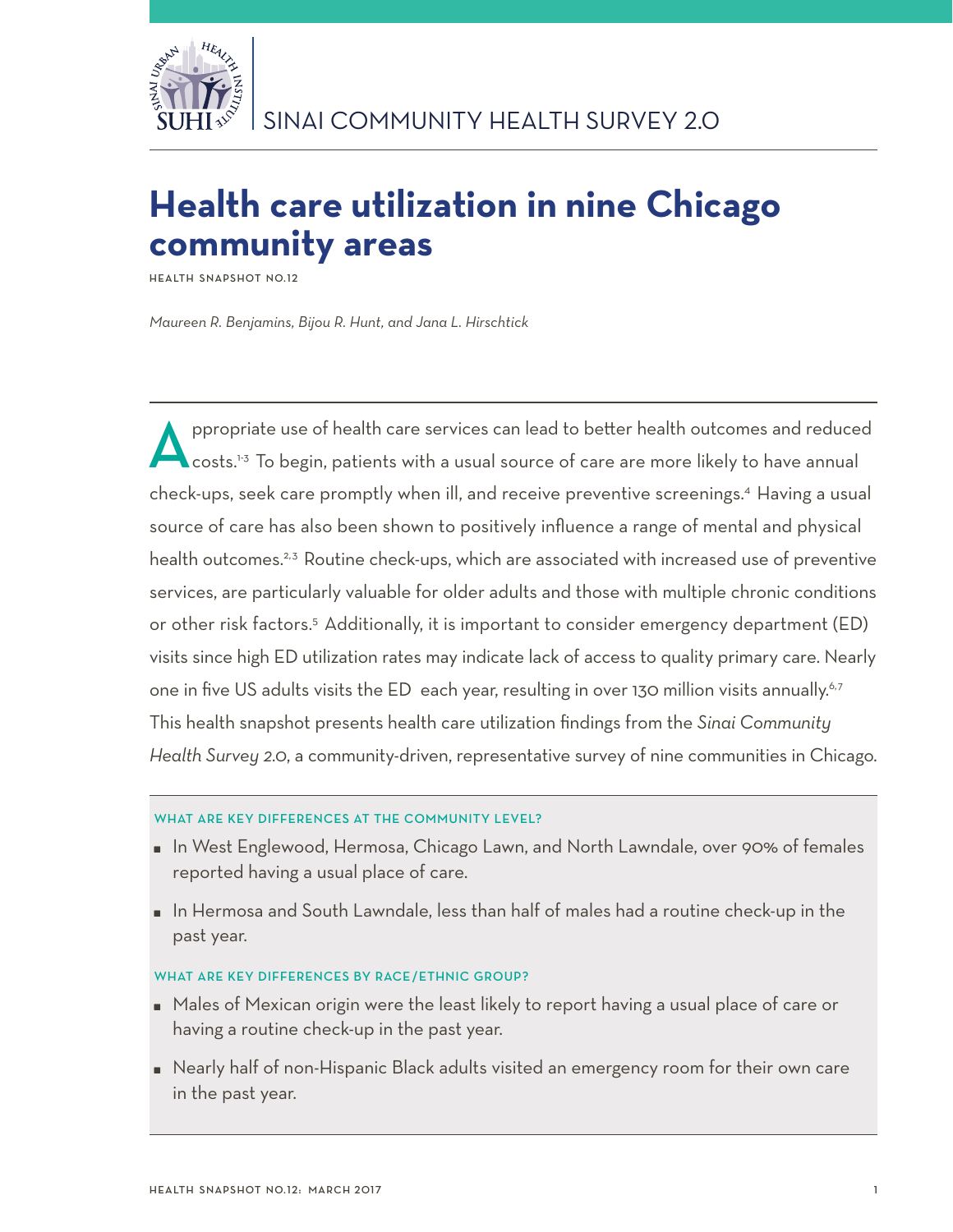SINAI COMMUNITY HEALTH SURVEY 2.0

# Health care utilization in nine Chicago community areas

HEALTH SNAPSHOT NO.12

*Maureen R. Benjamins, Bijou R. Hunt, and Jana L. Hirschtick*

Appropriate use of health care services can lead to better health outcomes and reduced costs.[1-3] To begin, patients with a usual source of care are more likely to have annual check-ups, seek care promptly when ill, and receive preventive screenings.[4] Having a usual source of care has also been shown to positively influence a range of mental and physical health outcomes.[2,3] Routine check-ups, which are associated with increased use of preventive services, are particularly valuable for older adults and those with multiple chronic conditions or other risk factors.[5] Additionally, it is important to consider emergency department (ED) visits since high ED utilization rates may indicate lack of access to quality primary care. Nearly one in five US adults visits the ED each year, resulting in over 130 million visits annually.[6,7] This health snapshot presents health care utilization findings from the *Sinai Community Health Survey 2.0*, a community-driven, representative survey of nine communities in Chicago.

### WHAT ARE KEY DIFFERENCES AT THE COMMUNITY LEVEL?

- In West Englewood, Hermosa, Chicago Lawn, and North Lawndale, over 90% of females reported having a usual place of care.
- In Hermosa and South Lawndale, less than half of males had a routine check-up in the past year.

### WHAT ARE KEY DIFFERENCES BY RACE/ETHNIC GROUP?

- Males of Mexican origin were the least likely to report having a usual place of care or having a routine check-up in the past year.
- Nearly half of non-Hispanic Black adults visited an emergency room for their own care in the past year.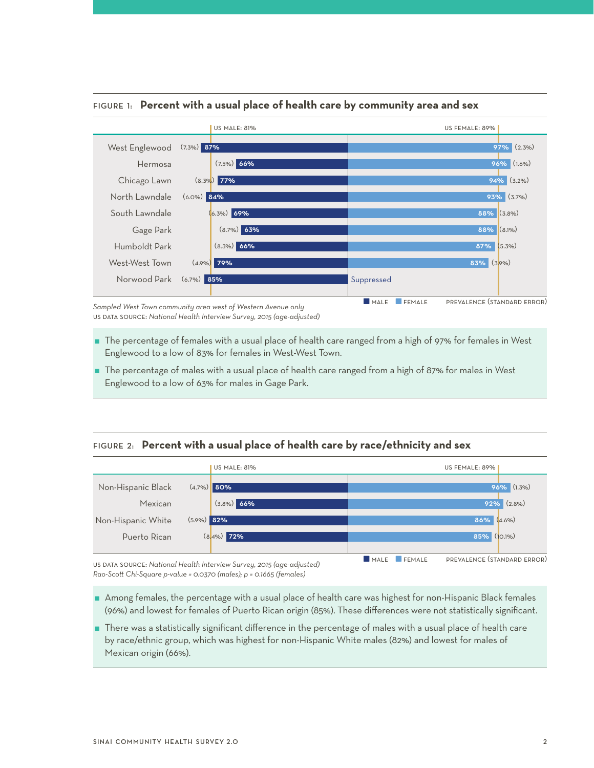**FIGURE 1: Percent with a usual place of health care by community area and sex**

US MALE: 81% | US FEMALE: 89%

| Community area | Male | Female |
| --- | --- | --- |
| West Englewood | (7.3%) 87% | 97% (2.3%) |
| Hermosa | (7.5%) 66% | 96% (1.6%) |
| Chicago Lawn | (8.3%) 77% | 94% (3.2%) |
| North Lawndale | (6.0%) 84% | 93% (3.7%) |
| South Lawndale | (6.3%) 69% | 88% (3.8%) |
| Gage Park | (8.7%) 63% | 88% (8.1%) |
| Humboldt Park | (8.3%) 66% | 87% (5.3%) |
| West-West Town | (4.9%) 79% | 83% (3.9%) |
| Norwood Park | (6.7%) 85% | Suppressed |

MALE FEMALE PREVALENCE (STANDARD ERROR)

*Sampled West Town community area west of Western Avenue only*
US DATA SOURCE: *National Health Interview Survey, 2015 (age-adjusted)*

- The percentage of females with a usual place of health care ranged from a high of 97% for females in West Englewood to a low of 83% for females in West-West Town.
- The percentage of males with a usual place of health care ranged from a high of 87% for males in West Englewood to a low of 63% for males in Gage Park.

**FIGURE 2: Percent with a usual place of health care by race/ethnicity and sex**

US MALE: 81% | US FEMALE: 89%

| Race/ethnicity | Male | Female |
| --- | --- | --- |
| Non-Hispanic Black | (4.7%) 80% | 96% (1.3%) |
| Mexican | (3.8%) 66% | 92% (2.8%) |
| Non-Hispanic White | (5.9%) 82% | 86% (4.6%) |
| Puerto Rican | (8.4%) 72% | 85% (10.1%) |

MALE FEMALE PREVALENCE (STANDARD ERROR)

US DATA SOURCE: *National Health Interview Survey, 2015 (age-adjusted)*
*Rao-Scott Chi-Square p-value = 0.0370 (males); p = 0.1665 (females)*

- Among females, the percentage with a usual place of health care was highest for non-Hispanic Black females (96%) and lowest for females of Puerto Rican origin (85%). These differences were not statistically significant.
- There was a statistically significant difference in the percentage of males with a usual place of health care by race/ethnic group, which was highest for non-Hispanic White males (82%) and lowest for males of Mexican origin (66%).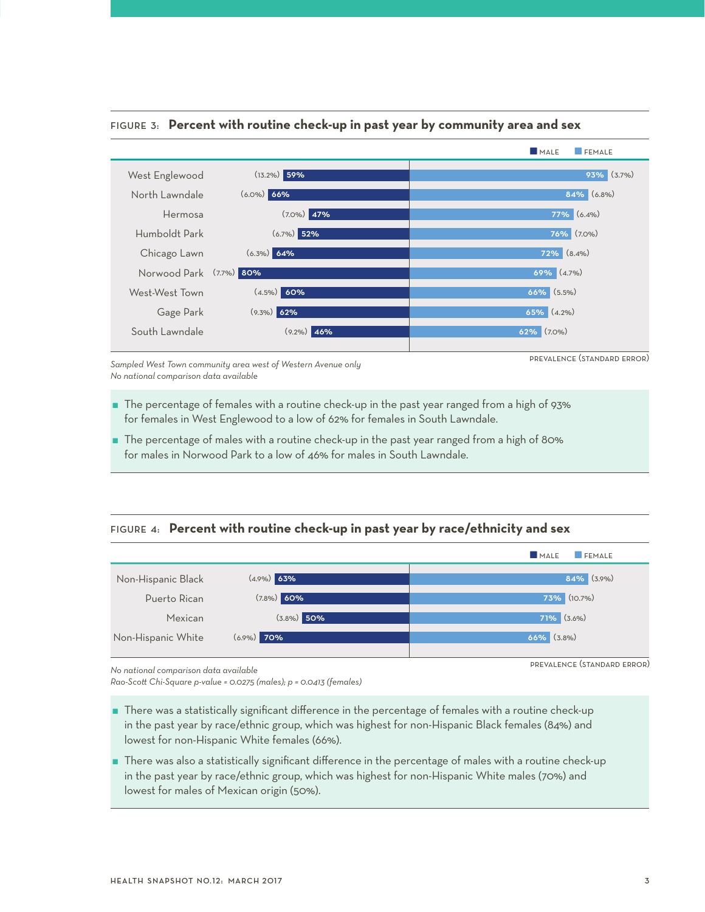### FIGURE 3: Percent with routine check-up in past year by community area and sex

| Community area | Male | Female |
|---|---|---|
| West Englewood | (13.2%) 59% | 93% (3.7%) |
| North Lawndale | (6.0%) 66% | 84% (6.8%) |
| Hermosa | (7.0%) 47% | 77% (6.4%) |
| Humboldt Park | (6.7%) 52% | 76% (7.0%) |
| Chicago Lawn | (6.3%) 64% | 72% (8.4%) |
| Norwood Park | (7.7%) 80% | 69% (4.7%) |
| West-West Town | (4.5%) 60% | 66% (5.5%) |
| Gage Park | (9.3%) 62% | 65% (4.2%) |
| South Lawndale | (9.2%) 46% | 62% (7.0%) |

PREVALENCE (STANDARD ERROR)

*Sampled West Town community area west of Western Avenue only*
*No national comparison data available*

- The percentage of females with a routine check-up in the past year ranged from a high of 93% for females in West Englewood to a low of 62% for females in South Lawndale.
- The percentage of males with a routine check-up in the past year ranged from a high of 80% for males in Norwood Park to a low of 46% for males in South Lawndale.

### FIGURE 4: Percent with routine check-up in past year by race/ethnicity and sex

| Race/ethnicity | Male | Female |
|---|---|---|
| Non-Hispanic Black | (4.9%) 63% | 84% (3.9%) |
| Puerto Rican | (7.8%) 60% | 73% (10.7%) |
| Mexican | (3.8%) 50% | 71% (3.6%) |
| Non-Hispanic White | (6.9%) 70% | 66% (3.8%) |

PREVALENCE (STANDARD ERROR)

*No national comparison data available*
*Rao-Scott Chi-Square p-value = 0.0275 (males); p = 0.0413 (females)*

- There was a statistically significant difference in the percentage of females with a routine check-up in the past year by race/ethnic group, which was highest for non-Hispanic Black females (84%) and lowest for non-Hispanic White females (66%).
- There was also a statistically significant difference in the percentage of males with a routine check-up in the past year by race/ethnic group, which was highest for non-Hispanic White males (70%) and lowest for males of Mexican origin (50%).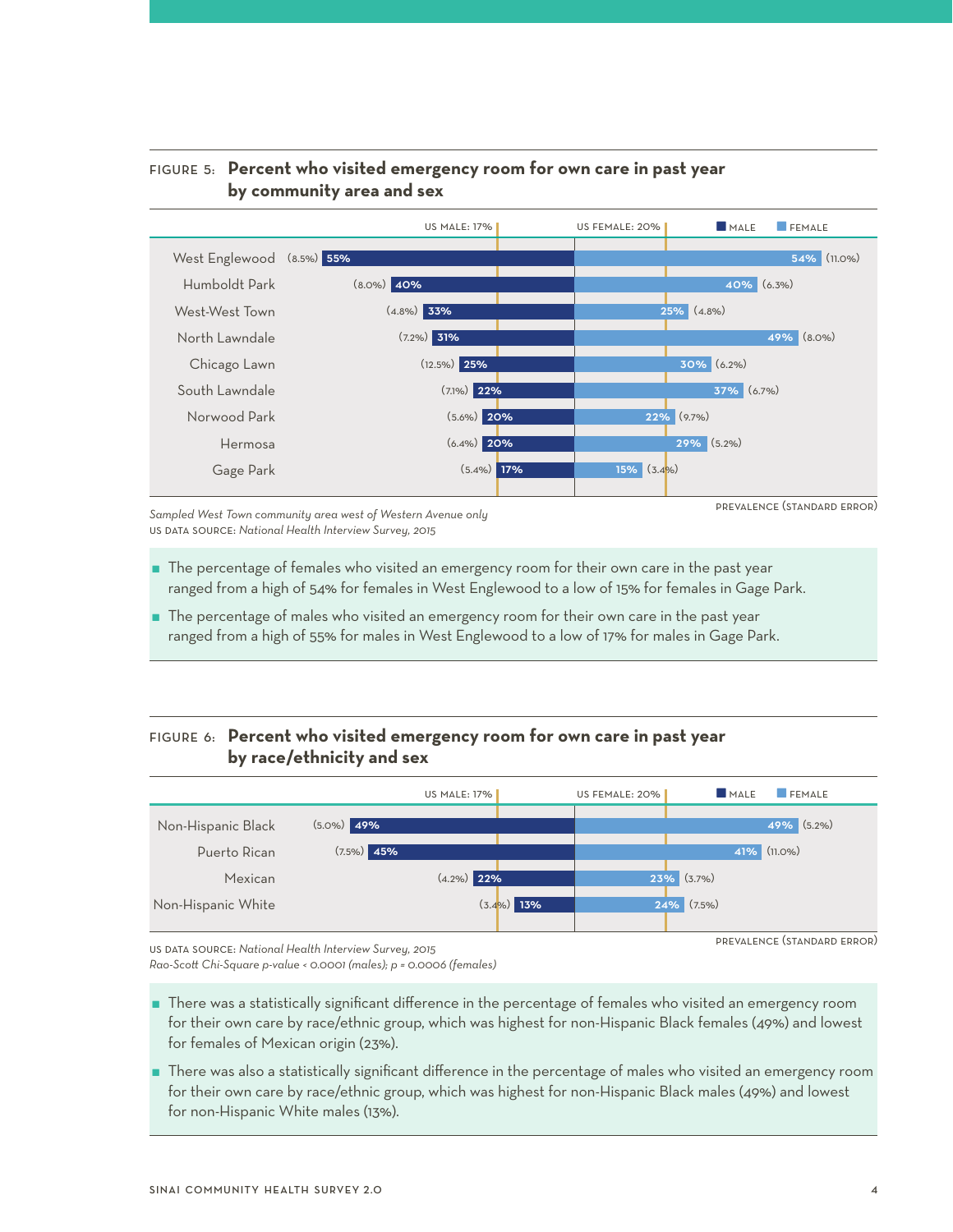## FIGURE 5: Percent who visited emergency room for own care in past year by community area and sex

US MALE: 17% | US FEMALE: 20%

| Community area | Male | Female |
|---|---|---|
| West Englewood | 55% (8.5%) | 54% (11.0%) |
| Humboldt Park | 40% (8.0%) | 40% (6.3%) |
| West-West Town | 33% (4.8%) | 25% (4.8%) |
| North Lawndale | 31% (7.2%) | 49% (8.0%) |
| Chicago Lawn | 25% (12.5%) | 30% (6.2%) |
| South Lawndale | 22% (7.1%) | 37% (6.7%) |
| Norwood Park | 20% (5.6%) | 22% (9.7%) |
| Hermosa | 20% (6.4%) | 29% (5.2%) |
| Gage Park | 17% (5.4%) | 15% (3.4%) |

PREVALENCE (STANDARD ERROR)

*Sampled West Town community area west of Western Avenue only*
US DATA SOURCE: *National Health Interview Survey, 2015*

- The percentage of females who visited an emergency room for their own care in the past year ranged from a high of 54% for females in West Englewood to a low of 15% for females in Gage Park.
- The percentage of males who visited an emergency room for their own care in the past year ranged from a high of 55% for males in West Englewood to a low of 17% for males in Gage Park.

## FIGURE 6: Percent who visited emergency room for own care in past year by race/ethnicity and sex

US MALE: 17% | US FEMALE: 20%

| Race/ethnicity | Male | Female |
|---|---|---|
| Non-Hispanic Black | 49% (5.0%) | 49% (5.2%) |
| Puerto Rican | 45% (7.5%) | 41% (11.0%) |
| Mexican | 22% (4.2%) | 23% (3.7%) |
| Non-Hispanic White | 13% (3.4%) | 24% (7.5%) |

PREVALENCE (STANDARD ERROR)

US DATA SOURCE: *National Health Interview Survey, 2015*
*Rao-Scott Chi-Square p-value < 0.0001 (males); p = 0.0006 (females)*

- There was a statistically significant difference in the percentage of females who visited an emergency room for their own care by race/ethnic group, which was highest for non-Hispanic Black females (49%) and lowest for females of Mexican origin (23%).
- There was also a statistically significant difference in the percentage of males who visited an emergency room for their own care by race/ethnic group, which was highest for non-Hispanic Black males (49%) and lowest for non-Hispanic White males (13%).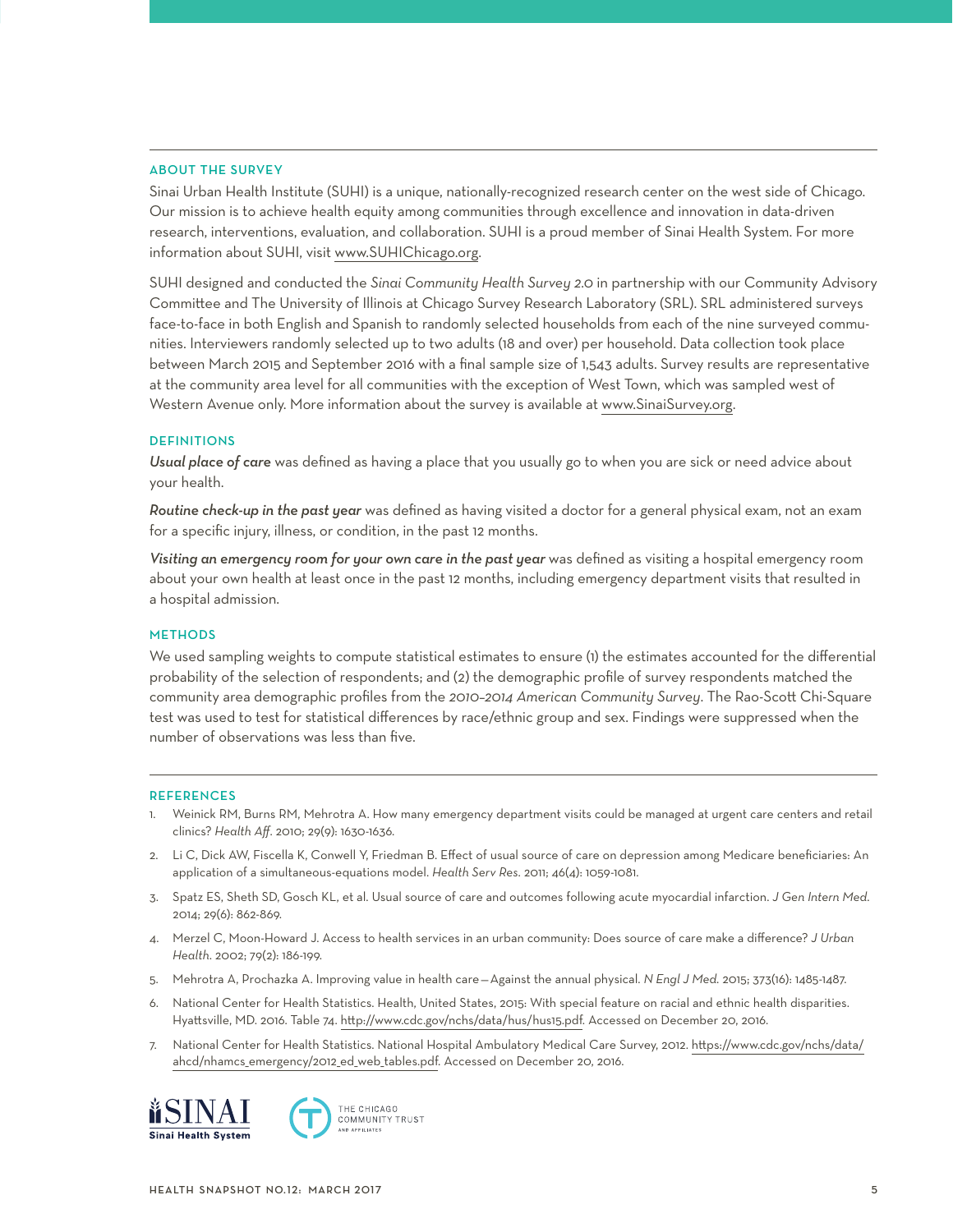## ABOUT THE SURVEY

Sinai Urban Health Institute (SUHI) is a unique, nationally-recognized research center on the west side of Chicago. Our mission is to achieve health equity among communities through excellence and innovation in data-driven research, interventions, evaluation, and collaboration. SUHI is a proud member of Sinai Health System. For more information about SUHI, visit www.SUHIChicago.org.

SUHI designed and conducted the *Sinai Community Health Survey 2.0* in partnership with our Community Advisory Committee and The University of Illinois at Chicago Survey Research Laboratory (SRL). SRL administered surveys face-to-face in both English and Spanish to randomly selected households from each of the nine surveyed communities. Interviewers randomly selected up to two adults (18 and over) per household. Data collection took place between March 2015 and September 2016 with a final sample size of 1,543 adults. Survey results are representative at the community area level for all communities with the exception of West Town, which was sampled west of Western Avenue only. More information about the survey is available at www.SinaiSurvey.org.

## DEFINITIONS

***Usual place of care*** was defined as having a place that you usually go to when you are sick or need advice about your health.

***Routine check-up in the past year*** was defined as having visited a doctor for a general physical exam, not an exam for a specific injury, illness, or condition, in the past 12 months.

***Visiting an emergency room for your own care in the past year*** was defined as visiting a hospital emergency room about your own health at least once in the past 12 months, including emergency department visits that resulted in a hospital admission.

## METHODS

We used sampling weights to compute statistical estimates to ensure (1) the estimates accounted for the differential probability of the selection of respondents; and (2) the demographic profile of survey respondents matched the community area demographic profiles from the *2010–2014 American Community Survey*. The Rao-Scott Chi-Square test was used to test for statistical differences by race/ethnic group and sex. Findings were suppressed when the number of observations was less than five.

## REFERENCES

1. Weinick RM, Burns RM, Mehrotra A. How many emergency department visits could be managed at urgent care centers and retail clinics? *Health Aff*. 2010; 29(9): 1630-1636.
2. Li C, Dick AW, Fiscella K, Conwell Y, Friedman B. Effect of usual source of care on depression among Medicare beneficiaries: An application of a simultaneous-equations model. *Health Serv Res*. 2011; 46(4): 1059-1081.
3. Spatz ES, Sheth SD, Gosch KL, et al. Usual source of care and outcomes following acute myocardial infarction. *J Gen Intern Med*. 2014; 29(6): 862-869.
4. Merzel C, Moon-Howard J. Access to health services in an urban community: Does source of care make a difference? *J Urban Health*. 2002; 79(2): 186-199.
5. Mehrotra A, Prochazka A. Improving value in health care—Against the annual physical. *N Engl J Med*. 2015; 373(16): 1485-1487.
6. National Center for Health Statistics. Health, United States, 2015: With special feature on racial and ethnic health disparities. Hyattsville, MD. 2016. Table 74. http://www.cdc.gov/nchs/data/hus/hus15.pdf. Accessed on December 20, 2016.
7. National Center for Health Statistics. National Hospital Ambulatory Medical Care Survey, 2012. https://www.cdc.gov/nchs/data/ahcd/nhamcs_emergency/2012_ed_web_tables.pdf. Accessed on December 20, 2016.

SINAI
Sinai Health System

THE CHICAGO COMMUNITY TRUST AND AFFILIATES